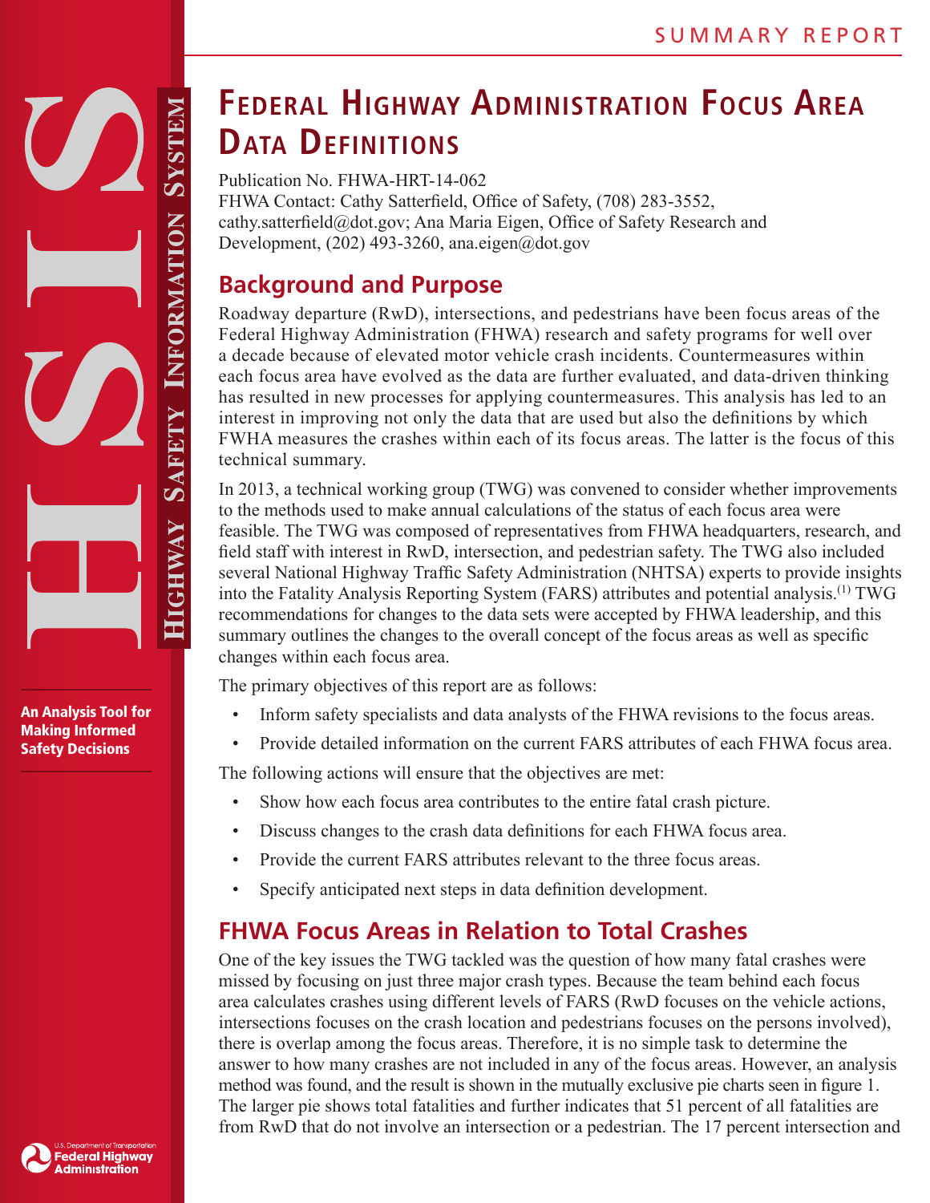SUMMARY REPORT

# Federal Highway Administration Focus Area Data Definitions

Publication No. FHWA-HRT-14-062
FHWA Contact: Cathy Satterfield, Office of Safety, (708) 283-3552, cathy.satterfield@dot.gov; Ana Maria Eigen, Office of Safety Research and Development, (202) 493-3260, ana.eigen@dot.gov

**Highway Safety Information System**

**An Analysis Tool for Making Informed Safety Decisions**

## Background and Purpose

Roadway departure (RwD), intersections, and pedestrians have been focus areas of the Federal Highway Administration (FHWA) research and safety programs for well over a decade because of elevated motor vehicle crash incidents. Countermeasures within each focus area have evolved as the data are further evaluated, and data-driven thinking has resulted in new processes for applying countermeasures. This analysis has led to an interest in improving not only the data that are used but also the definitions by which FWHA measures the crashes within each of its focus areas. The latter is the focus of this technical summary.

In 2013, a technical working group (TWG) was convened to consider whether improvements to the methods used to make annual calculations of the status of each focus area were feasible. The TWG was composed of representatives from FHWA headquarters, research, and field staff with interest in RwD, intersection, and pedestrian safety. The TWG also included several National Highway Traffic Safety Administration (NHTSA) experts to provide insights into the Fatality Analysis Reporting System (FARS) attributes and potential analysis.[(1)] TWG recommendations for changes to the data sets were accepted by FHWA leadership, and this summary outlines the changes to the overall concept of the focus areas as well as specific changes within each focus area.

The primary objectives of this report are as follows:

- Inform safety specialists and data analysts of the FHWA revisions to the focus areas.
- Provide detailed information on the current FARS attributes of each FHWA focus area.

The following actions will ensure that the objectives are met:

- Show how each focus area contributes to the entire fatal crash picture.
- Discuss changes to the crash data definitions for each FHWA focus area.
- Provide the current FARS attributes relevant to the three focus areas.
- Specify anticipated next steps in data definition development.

## FHWA Focus Areas in Relation to Total Crashes

One of the key issues the TWG tackled was the question of how many fatal crashes were missed by focusing on just three major crash types. Because the team behind each focus area calculates crashes using different levels of FARS (RwD focuses on the vehicle actions, intersections focuses on the crash location and pedestrians focuses on the persons involved), there is overlap among the focus areas. Therefore, it is no simple task to determine the answer to how many crashes are not included in any of the focus areas. However, an analysis method was found, and the result is shown in the mutually exclusive pie charts seen in figure 1. The larger pie shows total fatalities and further indicates that 51 percent of all fatalities are from RwD that do not involve an intersection or a pedestrian. The 17 percent intersection and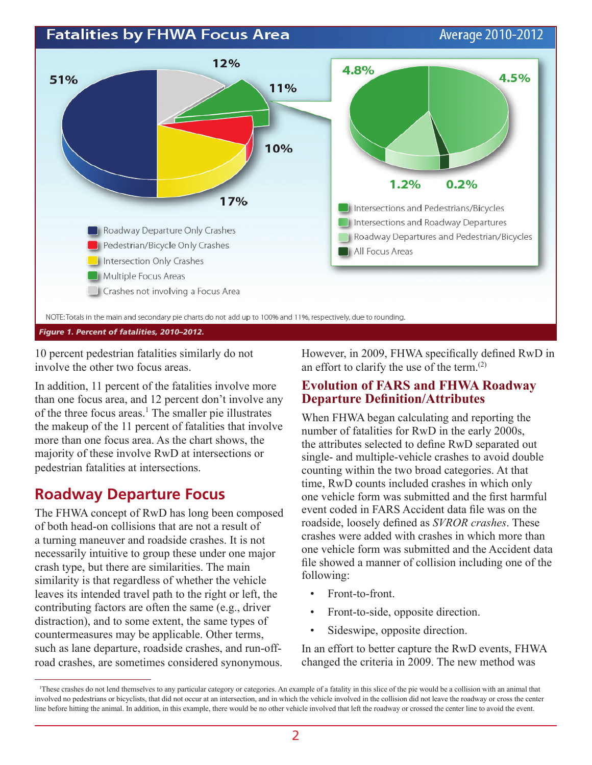## Fatalities by FHWA Focus Area

Average 2010-2012

- Roadway Departure Only Crashes: 51%
- Pedestrian/Bicycle Only Crashes: 10%
- Intersection Only Crashes: 17%
- Multiple Focus Areas: 11%
- Crashes not involving a Focus Area: 12%

Multiple Focus Areas (11%):

- Intersections and Pedestrians/Bicycles: 4.8%
- Intersections and Roadway Departures: 4.5%
- Roadway Departures and Pedestrian/Bicycles: 1.2%
- All Focus Areas: 0.2%

NOTE: Totals in the main and secondary pie charts do not add up to 100% and 11%, respectively, due to rounding.

***Figure 1. Percent of fatalities, 2010–2012.***

10 percent pedestrian fatalities similarly do not involve the other two focus areas.

In addition, 11 percent of the fatalities involve more than one focus area, and 12 percent don't involve any of the three focus areas.[1] The smaller pie illustrates the makeup of the 11 percent of fatalities that involve more than one focus area. As the chart shows, the majority of these involve RwD at intersections or pedestrian fatalities at intersections.

## Roadway Departure Focus

The FHWA concept of RwD has long been composed of both head-on collisions that are not a result of a turning maneuver and roadside crashes. It is not necessarily intuitive to group these under one major crash type, but there are similarities. The main similarity is that regardless of whether the vehicle leaves its intended travel path to the right or left, the contributing factors are often the same (e.g., driver distraction), and to some extent, the same types of countermeasures may be applicable. Other terms, such as lane departure, roadside crashes, and run-off-road crashes, are sometimes considered synonymous. However, in 2009, FHWA specifically defined RwD in an effort to clarify the use of the term.[(2)]

## Evolution of FARS and FHWA Roadway Departure Definition/Attributes

When FHWA began calculating and reporting the number of fatalities for RwD in the early 2000s, the attributes selected to define RwD separated out single- and multiple-vehicle crashes to avoid double counting within the two broad categories. At that time, RwD counts included crashes in which only one vehicle form was submitted and the first harmful event coded in FARS Accident data file was on the roadside, loosely defined as *SVROR crashes*. These crashes were added with crashes in which more than one vehicle form was submitted and the Accident data file showed a manner of collision including one of the following:

- Front-to-front.
- Front-to-side, opposite direction.
- Sideswipe, opposite direction.

In an effort to better capture the RwD events, FHWA changed the criteria in 2009. The new method was

[1] These crashes do not lend themselves to any particular category or categories. An example of a fatality in this slice of the pie would be a collision with an animal that involved no pedestrians or bicyclists, that did not occur at an intersection, and in which the vehicle involved in the collision did not leave the roadway or cross the center line before hitting the animal. In addition, in this example, there would be no other vehicle involved that left the roadway or crossed the center line to avoid the event.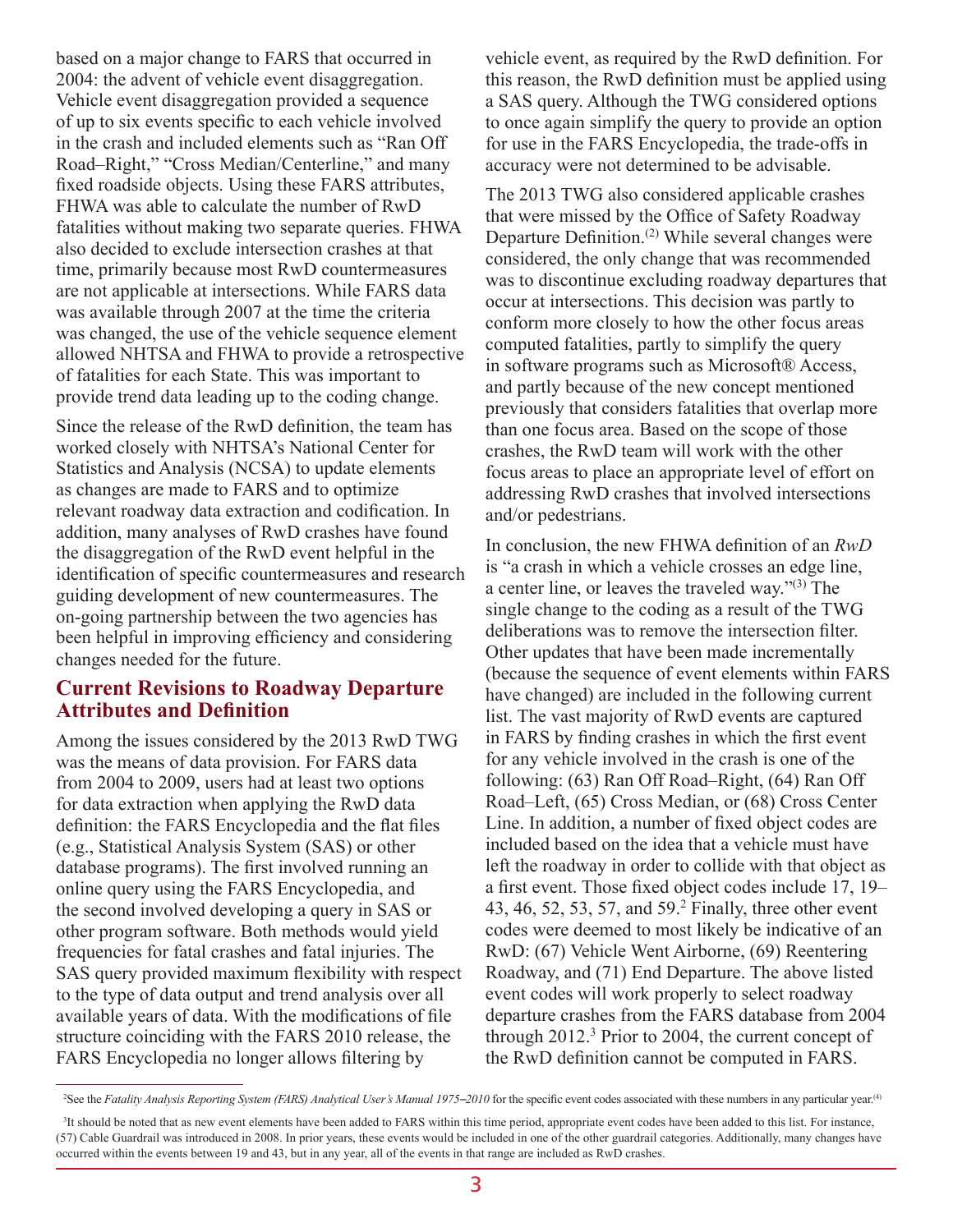based on a major change to FARS that occurred in 2004: the advent of vehicle event disaggregation. Vehicle event disaggregation provided a sequence of up to six events specific to each vehicle involved in the crash and included elements such as "Ran Off Road–Right," "Cross Median/Centerline," and many fixed roadside objects. Using these FARS attributes, FHWA was able to calculate the number of RwD fatalities without making two separate queries. FHWA also decided to exclude intersection crashes at that time, primarily because most RwD countermeasures are not applicable at intersections. While FARS data was available through 2007 at the time the criteria was changed, the use of the vehicle sequence element allowed NHTSA and FHWA to provide a retrospective of fatalities for each State. This was important to provide trend data leading up to the coding change.

Since the release of the RwD definition, the team has worked closely with NHTSA's National Center for Statistics and Analysis (NCSA) to update elements as changes are made to FARS and to optimize relevant roadway data extraction and codification. In addition, many analyses of RwD crashes have found the disaggregation of the RwD event helpful in the identification of specific countermeasures and research guiding development of new countermeasures. The on-going partnership between the two agencies has been helpful in improving efficiency and considering changes needed for the future.

## Current Revisions to Roadway Departure Attributes and Definition

Among the issues considered by the 2013 RwD TWG was the means of data provision. For FARS data from 2004 to 2009, users had at least two options for data extraction when applying the RwD data definition: the FARS Encyclopedia and the flat files (e.g., Statistical Analysis System (SAS) or other database programs). The first involved running an online query using the FARS Encyclopedia, and the second involved developing a query in SAS or other program software. Both methods would yield frequencies for fatal crashes and fatal injuries. The SAS query provided maximum flexibility with respect to the type of data output and trend analysis over all available years of data. With the modifications of file structure coinciding with the FARS 2010 release, the FARS Encyclopedia no longer allows filtering by vehicle event, as required by the RwD definition. For this reason, the RwD definition must be applied using a SAS query. Although the TWG considered options to once again simplify the query to provide an option for use in the FARS Encyclopedia, the trade-offs in accuracy were not determined to be advisable.

The 2013 TWG also considered applicable crashes that were missed by the Office of Safety Roadway Departure Definition.[(2)] While several changes were considered, the only change that was recommended was to discontinue excluding roadway departures that occur at intersections. This decision was partly to conform more closely to how the other focus areas computed fatalities, partly to simplify the query in software programs such as Microsoft® Access, and partly because of the new concept mentioned previously that considers fatalities that overlap more than one focus area. Based on the scope of those crashes, the RwD team will work with the other focus areas to place an appropriate level of effort on addressing RwD crashes that involved intersections and/or pedestrians.

In conclusion, the new FHWA definition of an *RwD* is "a crash in which a vehicle crosses an edge line, a center line, or leaves the traveled way."[(3)] The single change to the coding as a result of the TWG deliberations was to remove the intersection filter. Other updates that have been made incrementally (because the sequence of event elements within FARS have changed) are included in the following current list. The vast majority of RwD events are captured in FARS by finding crashes in which the first event for any vehicle involved in the crash is one of the following: (63) Ran Off Road–Right, (64) Ran Off Road–Left, (65) Cross Median, or (68) Cross Center Line. In addition, a number of fixed object codes are included based on the idea that a vehicle must have left the roadway in order to collide with that object as a first event. Those fixed object codes include 17, 19–43, 46, 52, 53, 57, and 59.[2] Finally, three other event codes were deemed to most likely be indicative of an RwD: (67) Vehicle Went Airborne, (69) Reentering Roadway, and (71) End Departure. The above listed event codes will work properly to select roadway departure crashes from the FARS database from 2004 through 2012.[3] Prior to 2004, the current concept of the RwD definition cannot be computed in FARS.

---

[2]See the *Fatality Analysis Reporting System (FARS) Analytical User's Manual 1975–2010* for the specific event codes associated with these numbers in any particular year.[(4)]

[3]It should be noted that as new event elements have been added to FARS within this time period, appropriate event codes have been added to this list. For instance, (57) Cable Guardrail was introduced in 2008. In prior years, these events would be included in one of the other guardrail categories. Additionally, many changes have occurred within the events between 19 and 43, but in any year, all of the events in that range are included as RwD crashes.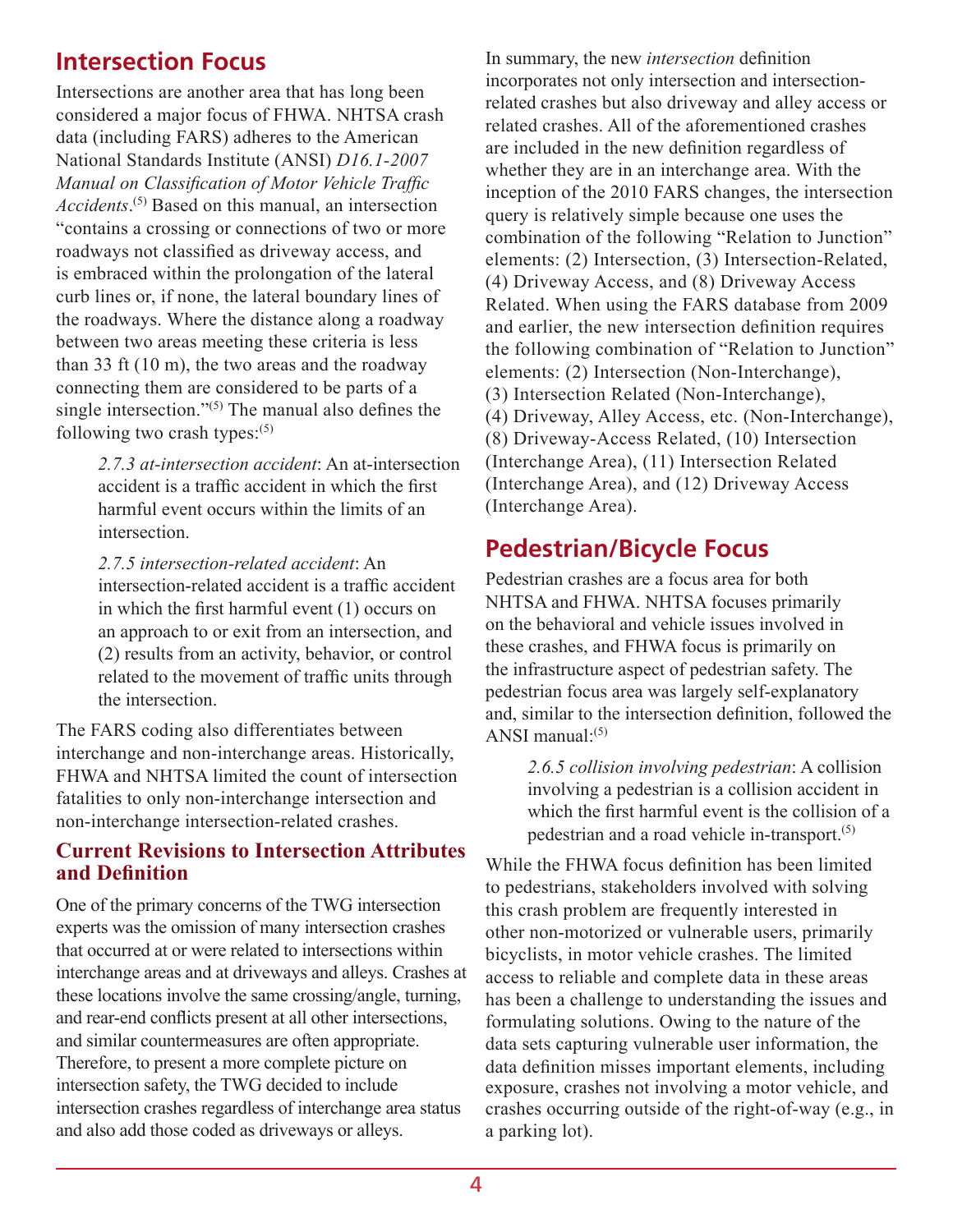## Intersection Focus

Intersections are another area that has long been considered a major focus of FHWA. NHTSA crash data (including FARS) adheres to the American National Standards Institute (ANSI) *D16.1-2007 Manual on Classification of Motor Vehicle Traffic Accidents*.[5] Based on this manual, an intersection "contains a crossing or connections of two or more roadways not classified as driveway access, and is embraced within the prolongation of the lateral curb lines or, if none, the lateral boundary lines of the roadways. Where the distance along a roadway between two areas meeting these criteria is less than 33 ft (10 m), the two areas and the roadway connecting them are considered to be parts of a single intersection."[5] The manual also defines the following two crash types:[5]

> *2.7.3 at-intersection accident*: An at-intersection accident is a traffic accident in which the first harmful event occurs within the limits of an intersection.
>
> *2.7.5 intersection-related accident*: An intersection-related accident is a traffic accident in which the first harmful event (1) occurs on an approach to or exit from an intersection, and (2) results from an activity, behavior, or control related to the movement of traffic units through the intersection.

The FARS coding also differentiates between interchange and non-interchange areas. Historically, FHWA and NHTSA limited the count of intersection fatalities to only non-interchange intersection and non-interchange intersection-related crashes.

### Current Revisions to Intersection Attributes and Definition

One of the primary concerns of the TWG intersection experts was the omission of many intersection crashes that occurred at or were related to intersections within interchange areas and at driveways and alleys. Crashes at these locations involve the same crossing/angle, turning, and rear-end conflicts present at all other intersections, and similar countermeasures are often appropriate. Therefore, to present a more complete picture on intersection safety, the TWG decided to include intersection crashes regardless of interchange area status and also add those coded as driveways or alleys.

In summary, the new *intersection* definition incorporates not only intersection and intersection-related crashes but also driveway and alley access or related crashes. All of the aforementioned crashes are included in the new definition regardless of whether they are in an interchange area. With the inception of the 2010 FARS changes, the intersection query is relatively simple because one uses the combination of the following "Relation to Junction" elements: (2) Intersection, (3) Intersection-Related, (4) Driveway Access, and (8) Driveway Access Related. When using the FARS database from 2009 and earlier, the new intersection definition requires the following combination of "Relation to Junction" elements: (2) Intersection (Non-Interchange), (3) Intersection Related (Non-Interchange), (4) Driveway, Alley Access, etc. (Non-Interchange), (8) Driveway-Access Related, (10) Intersection (Interchange Area), (11) Intersection Related (Interchange Area), and (12) Driveway Access (Interchange Area).

## Pedestrian/Bicycle Focus

Pedestrian crashes are a focus area for both NHTSA and FHWA. NHTSA focuses primarily on the behavioral and vehicle issues involved in these crashes, and FHWA focus is primarily on the infrastructure aspect of pedestrian safety. The pedestrian focus area was largely self-explanatory and, similar to the intersection definition, followed the ANSI manual:[5]

> *2.6.5 collision involving pedestrian*: A collision involving a pedestrian is a collision accident in which the first harmful event is the collision of a pedestrian and a road vehicle in-transport.[5]

While the FHWA focus definition has been limited to pedestrians, stakeholders involved with solving this crash problem are frequently interested in other non-motorized or vulnerable users, primarily bicyclists, in motor vehicle crashes. The limited access to reliable and complete data in these areas has been a challenge to understanding the issues and formulating solutions. Owing to the nature of the data sets capturing vulnerable user information, the data definition misses important elements, including exposure, crashes not involving a motor vehicle, and crashes occurring outside of the right-of-way (e.g., in a parking lot).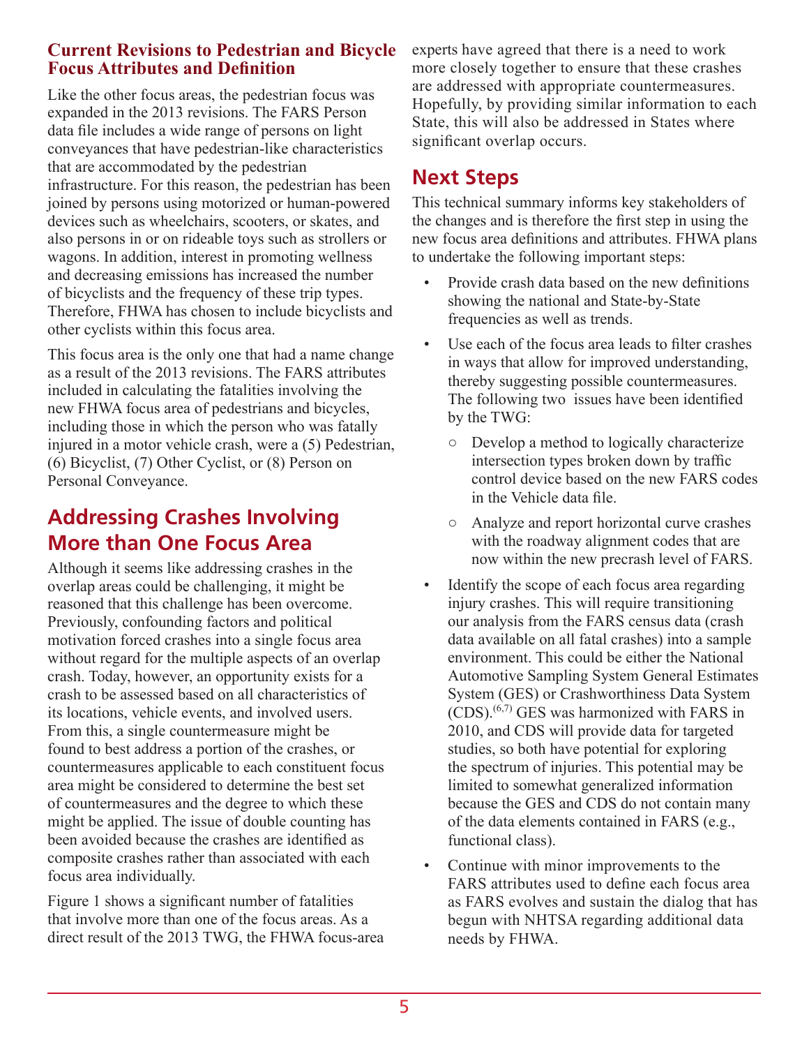### Current Revisions to Pedestrian and Bicycle Focus Attributes and Definition

Like the other focus areas, the pedestrian focus was expanded in the 2013 revisions. The FARS Person data file includes a wide range of persons on light conveyances that have pedestrian-like characteristics that are accommodated by the pedestrian infrastructure. For this reason, the pedestrian has been joined by persons using motorized or human-powered devices such as wheelchairs, scooters, or skates, and also persons in or on rideable toys such as strollers or wagons. In addition, interest in promoting wellness and decreasing emissions has increased the number of bicyclists and the frequency of these trip types. Therefore, FHWA has chosen to include bicyclists and other cyclists within this focus area.

This focus area is the only one that had a name change as a result of the 2013 revisions. The FARS attributes included in calculating the fatalities involving the new FHWA focus area of pedestrians and bicycles, including those in which the person who was fatally injured in a motor vehicle crash, were a (5) Pedestrian, (6) Bicyclist, (7) Other Cyclist, or (8) Person on Personal Conveyance.

## Addressing Crashes Involving More than One Focus Area

Although it seems like addressing crashes in the overlap areas could be challenging, it might be reasoned that this challenge has been overcome. Previously, confounding factors and political motivation forced crashes into a single focus area without regard for the multiple aspects of an overlap crash. Today, however, an opportunity exists for a crash to be assessed based on all characteristics of its locations, vehicle events, and involved users. From this, a single countermeasure might be found to best address a portion of the crashes, or countermeasures applicable to each constituent focus area might be considered to determine the best set of countermeasures and the degree to which these might be applied. The issue of double counting has been avoided because the crashes are identified as composite crashes rather than associated with each focus area individually.

Figure 1 shows a significant number of fatalities that involve more than one of the focus areas. As a direct result of the 2013 TWG, the FHWA focus-area experts have agreed that there is a need to work more closely together to ensure that these crashes are addressed with appropriate countermeasures. Hopefully, by providing similar information to each State, this will also be addressed in States where significant overlap occurs.

## Next Steps

This technical summary informs key stakeholders of the changes and is therefore the first step in using the new focus area definitions and attributes. FHWA plans to undertake the following important steps:

- Provide crash data based on the new definitions showing the national and State-by-State frequencies as well as trends.
- Use each of the focus area leads to filter crashes in ways that allow for improved understanding, thereby suggesting possible countermeasures. The following two issues have been identified by the TWG:
  - Develop a method to logically characterize intersection types broken down by traffic control device based on the new FARS codes in the Vehicle data file.
  - Analyze and report horizontal curve crashes with the roadway alignment codes that are now within the new precrash level of FARS.
- Identify the scope of each focus area regarding injury crashes. This will require transitioning our analysis from the FARS census data (crash data available on all fatal crashes) into a sample environment. This could be either the National Automotive Sampling System General Estimates System (GES) or Crashworthiness Data System (CDS).[6,7] GES was harmonized with FARS in 2010, and CDS will provide data for targeted studies, so both have potential for exploring the spectrum of injuries. This potential may be limited to somewhat generalized information because the GES and CDS do not contain many of the data elements contained in FARS (e.g., functional class).
- Continue with minor improvements to the FARS attributes used to define each focus area as FARS evolves and sustain the dialog that has begun with NHTSA regarding additional data needs by FHWA.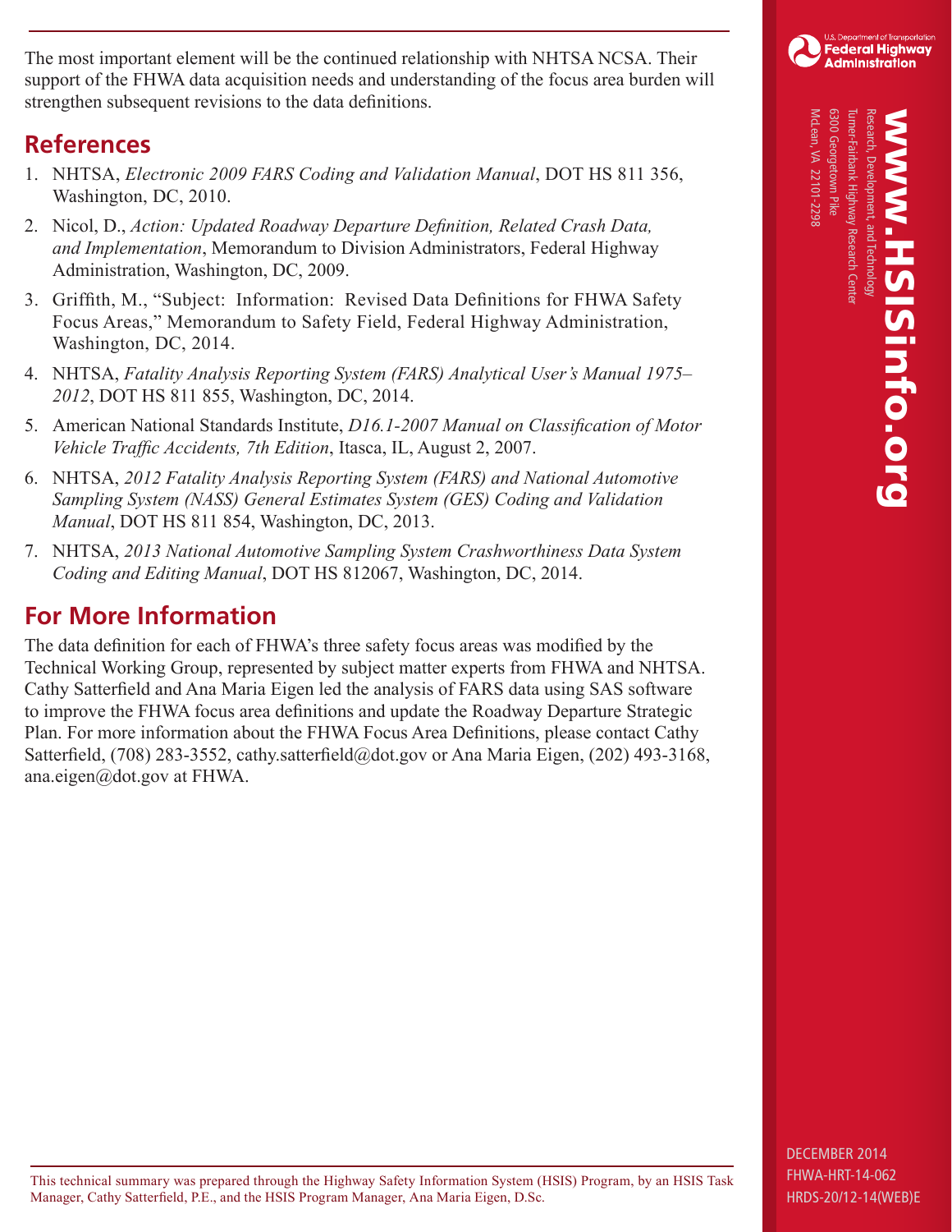The most important element will be the continued relationship with NHTSA NCSA. Their support of the FHWA data acquisition needs and understanding of the focus area burden will strengthen subsequent revisions to the data definitions.

## References

1. NHTSA, *Electronic 2009 FARS Coding and Validation Manual*, DOT HS 811 356, Washington, DC, 2010.
2. Nicol, D., *Action: Updated Roadway Departure Definition, Related Crash Data, and Implementation*, Memorandum to Division Administrators, Federal Highway Administration, Washington, DC, 2009.
3. Griffith, M., "Subject: Information: Revised Data Definitions for FHWA Safety Focus Areas," Memorandum to Safety Field, Federal Highway Administration, Washington, DC, 2014.
4. NHTSA, *Fatality Analysis Reporting System (FARS) Analytical User's Manual 1975–2012*, DOT HS 811 855, Washington, DC, 2014.
5. American National Standards Institute, *D16.1-2007 Manual on Classification of Motor Vehicle Traffic Accidents, 7th Edition*, Itasca, IL, August 2, 2007.
6. NHTSA, *2012 Fatality Analysis Reporting System (FARS) and National Automotive Sampling System (NASS) General Estimates System (GES) Coding and Validation Manual*, DOT HS 811 854, Washington, DC, 2013.
7. NHTSA, *2013 National Automotive Sampling System Crashworthiness Data System Coding and Editing Manual*, DOT HS 812067, Washington, DC, 2014.

## For More Information

The data definition for each of FHWA's three safety focus areas was modified by the Technical Working Group, represented by subject matter experts from FHWA and NHTSA. Cathy Satterfield and Ana Maria Eigen led the analysis of FARS data using SAS software to improve the FHWA focus area definitions and update the Roadway Departure Strategic Plan. For more information about the FHWA Focus Area Definitions, please contact Cathy Satterfield, (708) 283-3552, cathy.satterfield@dot.gov or Ana Maria Eigen, (202) 493-3168, ana.eigen@dot.gov at FHWA.

This technical summary was prepared through the Highway Safety Information System (HSIS) Program, by an HSIS Task Manager, Cathy Satterfield, P.E., and the HSIS Program Manager, Ana Maria Eigen, D.Sc.

U.S. Department of Transportation
Federal Highway Administration

www.HSISinfo.org

Research, Development, and Technology
Turner-Fairbank Highway Research Center
6300 Georgetown Pike
McLean, VA 22101-2298

DECEMBER 2014
FHWA-HRT-14-062
HRDS-20/12-14(WEB)E